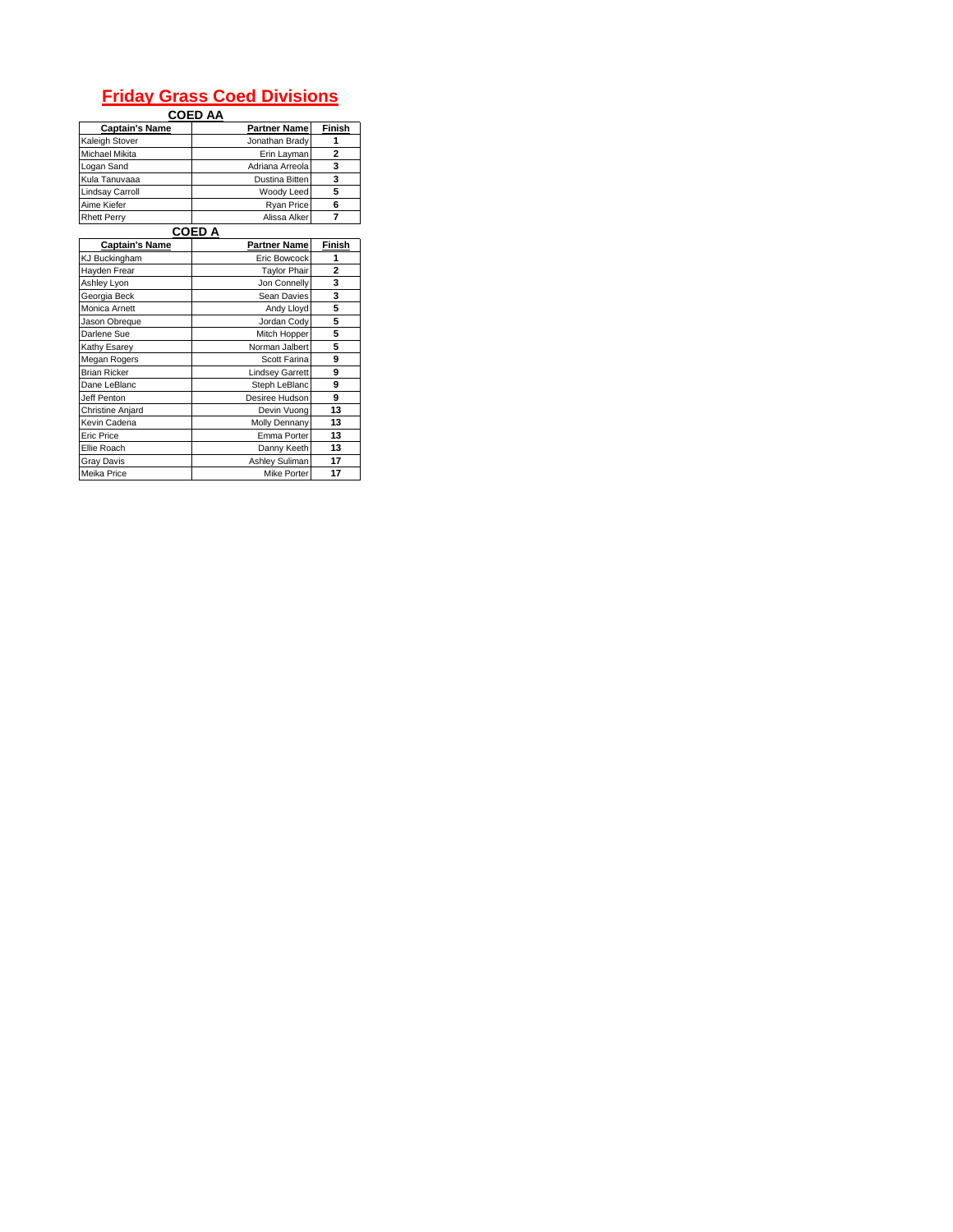# Friday Grass Coed Divisions

## COED AA

| Captain's Name | Partner Name | Finish |
|---|---|---|
| Kaleigh Stover | Jonathan Brady | 1 |
| Michael Mikita | Erin Layman | 2 |
| Logan Sand | Adriana Arreola | 3 |
| Kula Tanuvaaa | Dustina Bitten | 3 |
| Lindsay Carroll | Woody Leed | 5 |
| Aime Kiefer | Ryan Price | 6 |
| Rhett Perry | Alissa Alker | 7 |

## COED A

| Captain's Name | Partner Name | Finish |
|---|---|---|
| KJ Buckingham | Eric Bowcock | 1 |
| Hayden Frear | Taylor Phair | 2 |
| Ashley Lyon | Jon Connelly | 3 |
| Georgia Beck | Sean Davies | 3 |
| Monica Arnett | Andy Lloyd | 5 |
| Jason Obreque | Jordan Cody | 5 |
| Darlene Sue | Mitch Hopper | 5 |
| Kathy Esarey | Norman Jalbert | 5 |
| Megan Rogers | Scott Farina | 9 |
| Brian Ricker | Lindsey Garrett | 9 |
| Dane LeBlanc | Steph LeBlanc | 9 |
| Jeff Penton | Desiree Hudson | 9 |
| Christine Anjard | Devin Vuong | 13 |
| Kevin Cadena | Molly Dennany | 13 |
| Eric Price | Emma Porter | 13 |
| Ellie Roach | Danny Keeth | 13 |
| Gray Davis | Ashley Suliman | 17 |
| Meika Price | Mike Porter | 17 |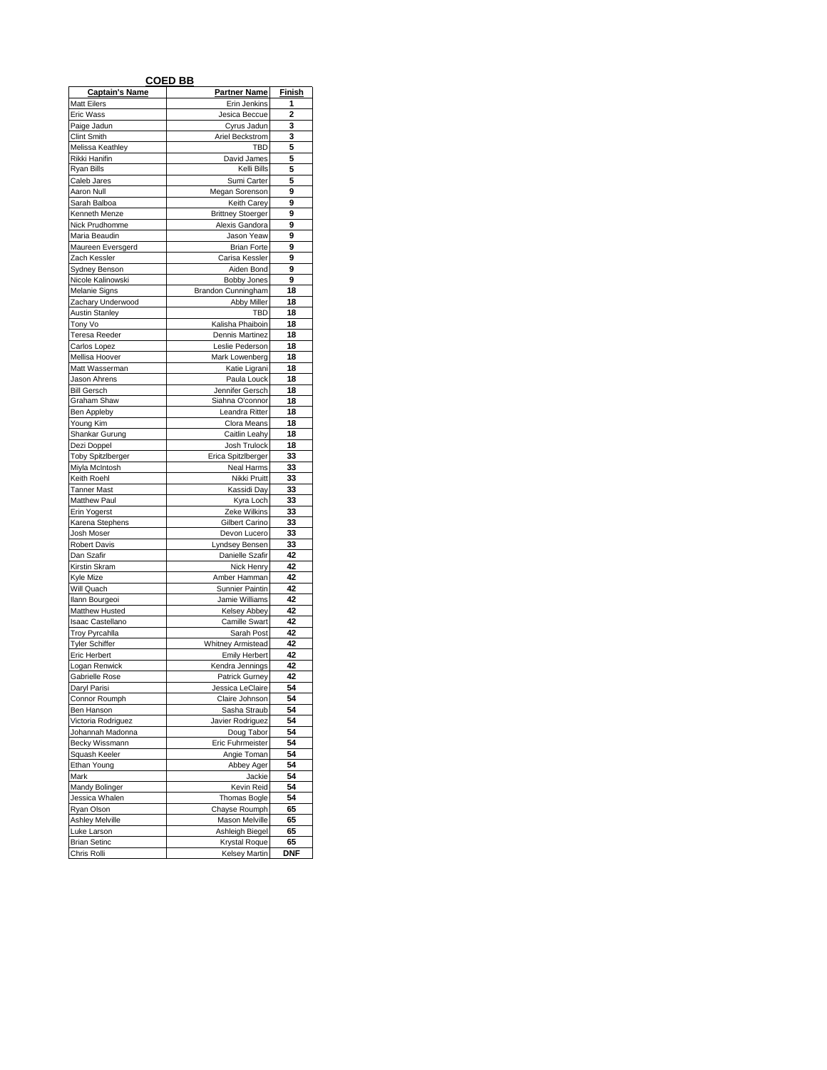## COED BB

| Captain's Name | Partner Name | Finish |
|---|---|---|
| Matt Eilers | Erin Jenkins | 1 |
| Eric Wass | Jesica Beccue | 2 |
| Paige Jadun | Cyrus Jadun | 3 |
| Clint Smith | Ariel Beckstrom | 3 |
| Melissa Keathley | TBD | 5 |
| Rikki Hanifin | David James | 5 |
| Ryan Bills | Kelli Bills | 5 |
| Caleb Jares | Sumi Carter | 5 |
| Aaron Null | Megan Sorenson | 9 |
| Sarah Balboa | Keith Carey | 9 |
| Kenneth Menze | Brittney Stoerger | 9 |
| Nick Prudhomme | Alexis Gandora | 9 |
| Maria Beaudin | Jason Yeaw | 9 |
| Maureen Eversgerd | Brian Forte | 9 |
| Zach Kessler | Carisa Kessler | 9 |
| Sydney Benson | Aiden Bond | 9 |
| Nicole Kalinowski | Bobby Jones | 9 |
| Melanie Signs | Brandon Cunningham | 18 |
| Zachary Underwood | Abby Miller | 18 |
| Austin Stanley | TBD | 18 |
| Tony Vo | Kalisha Phaiboin | 18 |
| Teresa Reeder | Dennis Martinez | 18 |
| Carlos Lopez | Leslie Pederson | 18 |
| Mellisa Hoover | Mark Lowenberg | 18 |
| Matt Wasserman | Katie Ligrani | 18 |
| Jason Ahrens | Paula Louck | 18 |
| Bill Gersch | Jennifer Gersch | 18 |
| Graham Shaw | Siahna O'connor | 18 |
| Ben Appleby | Leandra Ritter | 18 |
| Young Kim | Clora Means | 18 |
| Shankar Gurung | Caitlin Leahy | 18 |
| Dezi Doppel | Josh Trulock | 18 |
| Toby Spitzlberger | Erica Spitzlberger | 33 |
| Miyla McIntosh | Neal Harms | 33 |
| Keith Roehl | Nikki Pruitt | 33 |
| Tanner Mast | Kassidi Day | 33 |
| Matthew Paul | Kyra Loch | 33 |
| Erin Yogerst | Zeke Wilkins | 33 |
| Karena Stephens | Gilbert Carino | 33 |
| Josh Moser | Devon Lucero | 33 |
| Robert Davis | Lyndsey Bensen | 33 |
| Dan Szafir | Danielle Szafir | 42 |
| Kirstin Skram | Nick Henry | 42 |
| Kyle Mize | Amber Hamman | 42 |
| Will Quach | Sunnier Paintin | 42 |
| Ilann Bourgeoi | Jamie Williams | 42 |
| Matthew Husted | Kelsey Abbey | 42 |
| Isaac Castellano | Camille Swart | 42 |
| Troy Pyrcahlla | Sarah Post | 42 |
| Tyler Schiffer | Whitney Armistead | 42 |
| Eric Herbert | Emily Herbert | 42 |
| Logan Renwick | Kendra Jennings | 42 |
| Gabrielle Rose | Patrick Gurney | 42 |
| Daryl Parisi | Jessica LeClaire | 54 |
| Connor Roumph | Claire Johnson | 54 |
| Ben Hanson | Sasha Straub | 54 |
| Victoria Rodriguez | Javier Rodriguez | 54 |
| Johannah Madonna | Doug Tabor | 54 |
| Becky Wissmann | Eric Fuhrmeister | 54 |
| Squash Keeler | Angie Toman | 54 |
| Ethan Young | Abbey Ager | 54 |
| Mark | Jackie | 54 |
| Mandy Bolinger | Kevin Reid | 54 |
| Jessica Whalen | Thomas Bogle | 54 |
| Ryan Olson | Chayse Roumph | 65 |
| Ashley Melville | Mason Melville | 65 |
| Luke Larson | Ashleigh Biegel | 65 |
| Brian Setinc | Krystal Roque | 65 |
| Chris Rolli | Kelsey Martin | DNF |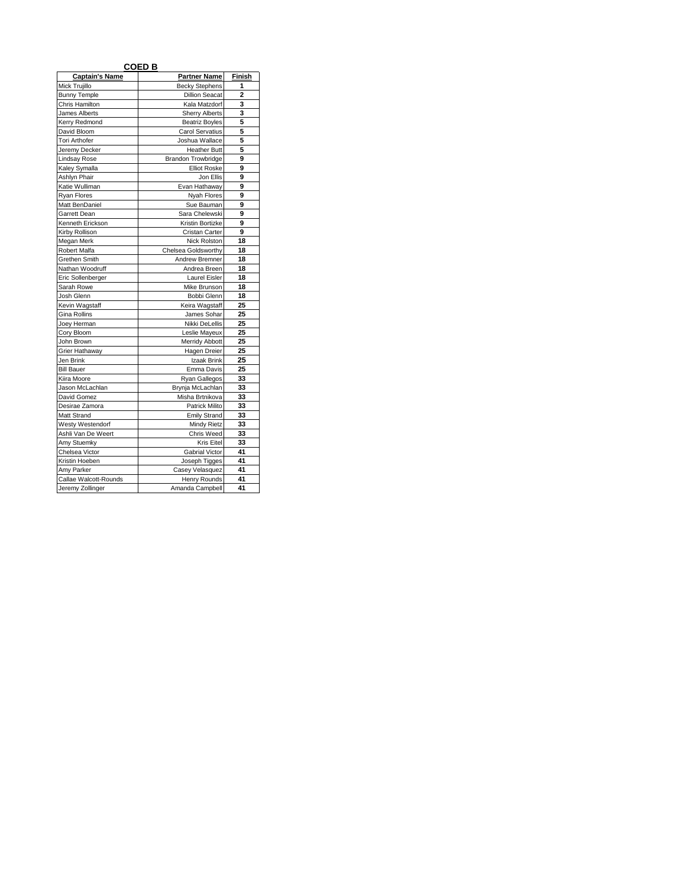## COED B

| Captain's Name | Partner Name | Finish |
|---|---|---|
| Mick Trujillo | Becky Stephens | 1 |
| Bunny Temple | Dillion Seacat | 2 |
| Chris Hamilton | Kala Matzdorf | 3 |
| James Alberts | Sherry Alberts | 3 |
| Kerry Redmond | Beatriz Boyles | 5 |
| David Bloom | Carol Servatius | 5 |
| Tori Arthofer | Joshua Wallace | 5 |
| Jeremy Decker | Heather Butt | 5 |
| Lindsay Rose | Brandon Trowbridge | 9 |
| Kaley Symalla | Elliot Roske | 9 |
| Ashlyn Phair | Jon Ellis | 9 |
| Katie Wulliman | Evan Hathaway | 9 |
| Ryan Flores | Nyah Flores | 9 |
| Matt BenDaniel | Sue Bauman | 9 |
| Garrett Dean | Sara Chelewski | 9 |
| Kenneth Erickson | Kristin Bortizke | 9 |
| Kirby Rollison | Cristan Carter | 9 |
| Megan Merk | Nick Rolston | 18 |
| Robert Malfa | Chelsea Goldsworthy | 18 |
| Grethen Smith | Andrew Bremner | 18 |
| Nathan Woodruff | Andrea Breen | 18 |
| Eric Sollenberger | Laurel Eisler | 18 |
| Sarah Rowe | Mike Brunson | 18 |
| Josh Glenn | Bobbi Glenn | 18 |
| Kevin Wagstaff | Keira Wagstaff | 25 |
| Gina Rollins | James Sohar | 25 |
| Joey Herman | Nikki DeLellis | 25 |
| Cory Bloom | Leslie Mayeux | 25 |
| John Brown | Merridy Abbott | 25 |
| Grier Hathaway | Hagen Dreier | 25 |
| Jen Brink | Izaak Brink | 25 |
| Bill Bauer | Emma Davis | 25 |
| Kiira Moore | Ryan Gallegos | 33 |
| Jason McLachlan | Brynja McLachlan | 33 |
| David Gomez | Misha Brtnikova | 33 |
| Desirae Zamora | Patrick Milito | 33 |
| Matt Strand | Emily Strand | 33 |
| Westy Westendorf | Mindy Rietz | 33 |
| Ashli Van De Weert | Chris Weed | 33 |
| Amy Stuemky | Kris Eitel | 33 |
| Chelsea Victor | Gabrial Victor | 41 |
| Kristin Hoeben | Joseph Tigges | 41 |
| Amy Parker | Casey Velasquez | 41 |
| Callae Walcott-Rounds | Henry Rounds | 41 |
| Jeremy Zollinger | Amanda Campbell | 41 |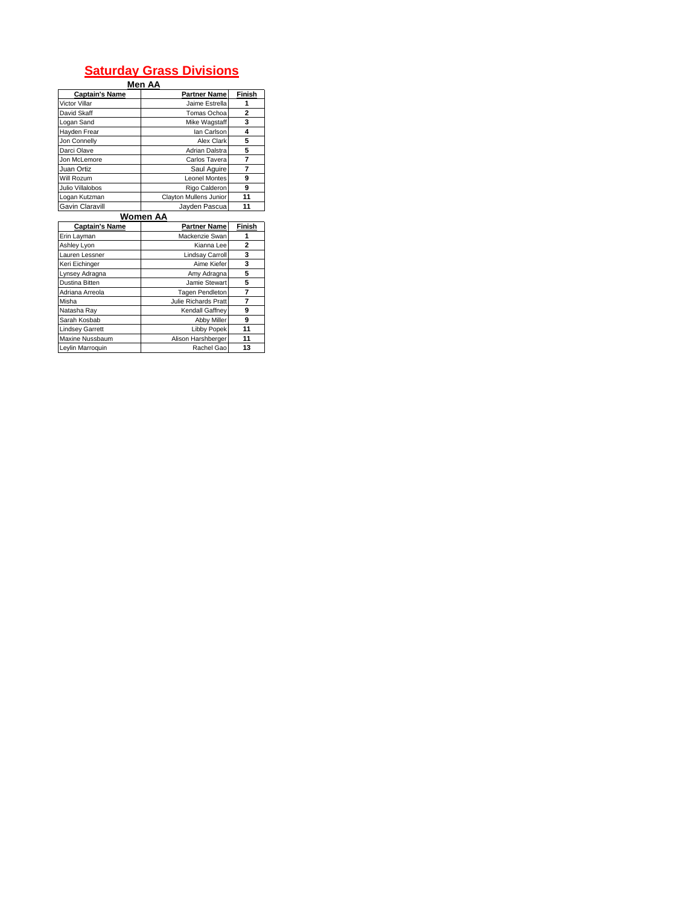# Saturday Grass Divisions

## Men AA

| Captain's Name | Partner Name | Finish |
|---|---|---|
| Victor Villar | Jaime Estrella | 1 |
| David Skaff | Tomas Ochoa | 2 |
| Logan Sand | Mike Wagstaff | 3 |
| Hayden Frear | Ian Carlson | 4 |
| Jon Connelly | Alex Clark | 5 |
| Darci Olave | Adrian Dalstra | 5 |
| Jon McLemore | Carlos Tavera | 7 |
| Juan Ortiz | Saul Aguire | 7 |
| Will Rozum | Leonel Montes | 9 |
| Julio Villalobos | Rigo Calderon | 9 |
| Logan Kutzman | Clayton Mullens Junior | 11 |
| Gavin Claravill | Jayden Pascua | 11 |

## Women AA

| Captain's Name | Partner Name | Finish |
|---|---|---|
| Erin Layman | Mackenzie Swan | 1 |
| Ashley Lyon | Kianna Lee | 2 |
| Lauren Lessner | Lindsay Carroll | 3 |
| Keri Eichinger | Aime Kiefer | 3 |
| Lynsey Adragna | Amy Adragna | 5 |
| Dustina Bitten | Jamie Stewart | 5 |
| Adriana Arreola | Tagen Pendleton | 7 |
| Misha | Julie Richards Pratt | 7 |
| Natasha Ray | Kendall Gaffney | 9 |
| Sarah Kosbab | Abby Miller | 9 |
| Lindsey Garrett | Libby Popek | 11 |
| Maxine Nussbaum | Alison Harshberger | 11 |
| Leylin Marroquin | Rachel Gao | 13 |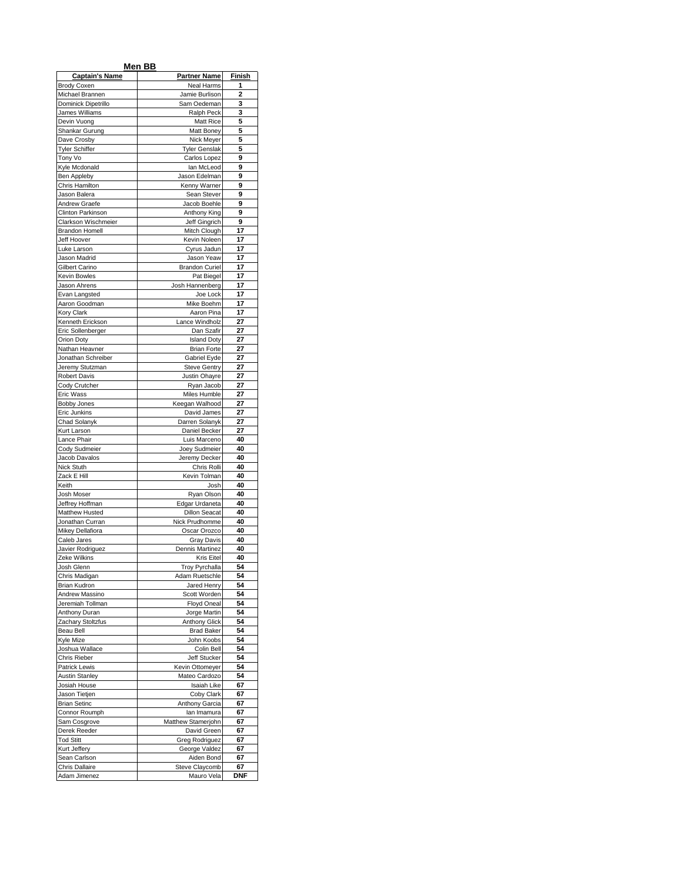## Men BB

| Captain's Name | Partner Name | Finish |
|---|---|---|
| Brody Coxen | Neal Harms | 1 |
| Michael Brannen | Jamie Burlison | 2 |
| Dominick Dipetrillo | Sam Oedeman | 3 |
| James Williams | Ralph Peck | 3 |
| Devin Vuong | Matt Rice | 5 |
| Shankar Gurung | Matt Boney | 5 |
| Dave Crosby | Nick Meyer | 5 |
| Tyler Schiffer | Tyler Genslak | 5 |
| Tony Vo | Carlos Lopez | 9 |
| Kyle Mcdonald | Ian McLeod | 9 |
| Ben Appleby | Jason Edelman | 9 |
| Chris Hamilton | Kenny Warner | 9 |
| Jason Balera | Sean Stever | 9 |
| Andrew Graefe | Jacob Boehle | 9 |
| Clinton Parkinson | Anthony King | 9 |
| Clarkson Wischmeier | Jeff Gingrich | 9 |
| Brandon Homell | Mitch Clough | 17 |
| Jeff Hoover | Kevin Noleen | 17 |
| Luke Larson | Cyrus Jadun | 17 |
| Jason Madrid | Jason Yeaw | 17 |
| Gilbert Carino | Brandon Curiel | 17 |
| Kevin Bowles | Pat Biegel | 17 |
| Jason Ahrens | Josh Hannenberg | 17 |
| Evan Langsted | Joe Lock | 17 |
| Aaron Goodman | Mike Boehm | 17 |
| Kory Clark | Aaron Pina | 17 |
| Kenneth Erickson | Lance Windholz | 27 |
| Eric Sollenberger | Dan Szafir | 27 |
| Orion Doty | Island Doty | 27 |
| Nathan Heavner | Brian Forte | 27 |
| Jonathan Schreiber | Gabriel Eyde | 27 |
| Jeremy Stutzman | Steve Gentry | 27 |
| Robert Davis | Justin Ohayre | 27 |
| Cody Crutcher | Ryan Jacob | 27 |
| Eric Wass | Miles Humble | 27 |
| Bobby Jones | Keegan Walhood | 27 |
| Eric Junkins | David James | 27 |
| Chad Solanyk | Darren Solanyk | 27 |
| Kurt Larson | Daniel Becker | 27 |
| Lance Phair | Luis Marceno | 40 |
| Cody Sudmeier | Joey Sudmeier | 40 |
| Jacob Davalos | Jeremy Decker | 40 |
| Nick Stuth | Chris Rolli | 40 |
| Zack E Hill | Kevin Tolman | 40 |
| Keith | Josh | 40 |
| Josh Moser | Ryan Olson | 40 |
| Jeffrey Hoffman | Edgar Urdaneta | 40 |
| Matthew Husted | Dillon Seacat | 40 |
| Jonathan Curran | Nick Prudhomme | 40 |
| Mikey Dellafiora | Oscar Orozco | 40 |
| Caleb Jares | Gray Davis | 40 |
| Javier Rodriguez | Dennis Martinez | 40 |
| Zeke Wilkins | Kris Eitel | 40 |
| Josh Glenn | Troy Pyrchalla | 54 |
| Chris Madigan | Adam Ruetschle | 54 |
| Brian Kudron | Jared Henry | 54 |
| Andrew Massino | Scott Worden | 54 |
| Jeremiah Tollman | Floyd Oneal | 54 |
| Anthony Duran | Jorge Martin | 54 |
| Zachary Stoltzfus | Anthony Glick | 54 |
| Beau Bell | Brad Baker | 54 |
| Kyle Mize | John Koobs | 54 |
| Joshua Wallace | Colin Bell | 54 |
| Chris Rieber | Jeff Stucker | 54 |
| Patrick Lewis | Kevin Ottomeyer | 54 |
| Austin Stanley | Mateo Cardozo | 54 |
| Josiah House | Isaiah Like | 67 |
| Jason Tietjen | Coby Clark | 67 |
| Brian Setinc | Anthony Garcia | 67 |
| Connor Roumph | Ian Imamura | 67 |
| Sam Cosgrove | Matthew Stamerjohn | 67 |
| Derek Reeder | David Green | 67 |
| Tod Stitt | Greg Rodriguez | 67 |
| Kurt Jeffery | George Valdez | 67 |
| Sean Carlson | Aiden Bond | 67 |
| Chris Dallaire | Steve Claycomb | 67 |
| Adam Jimenez | Mauro Vela | DNF |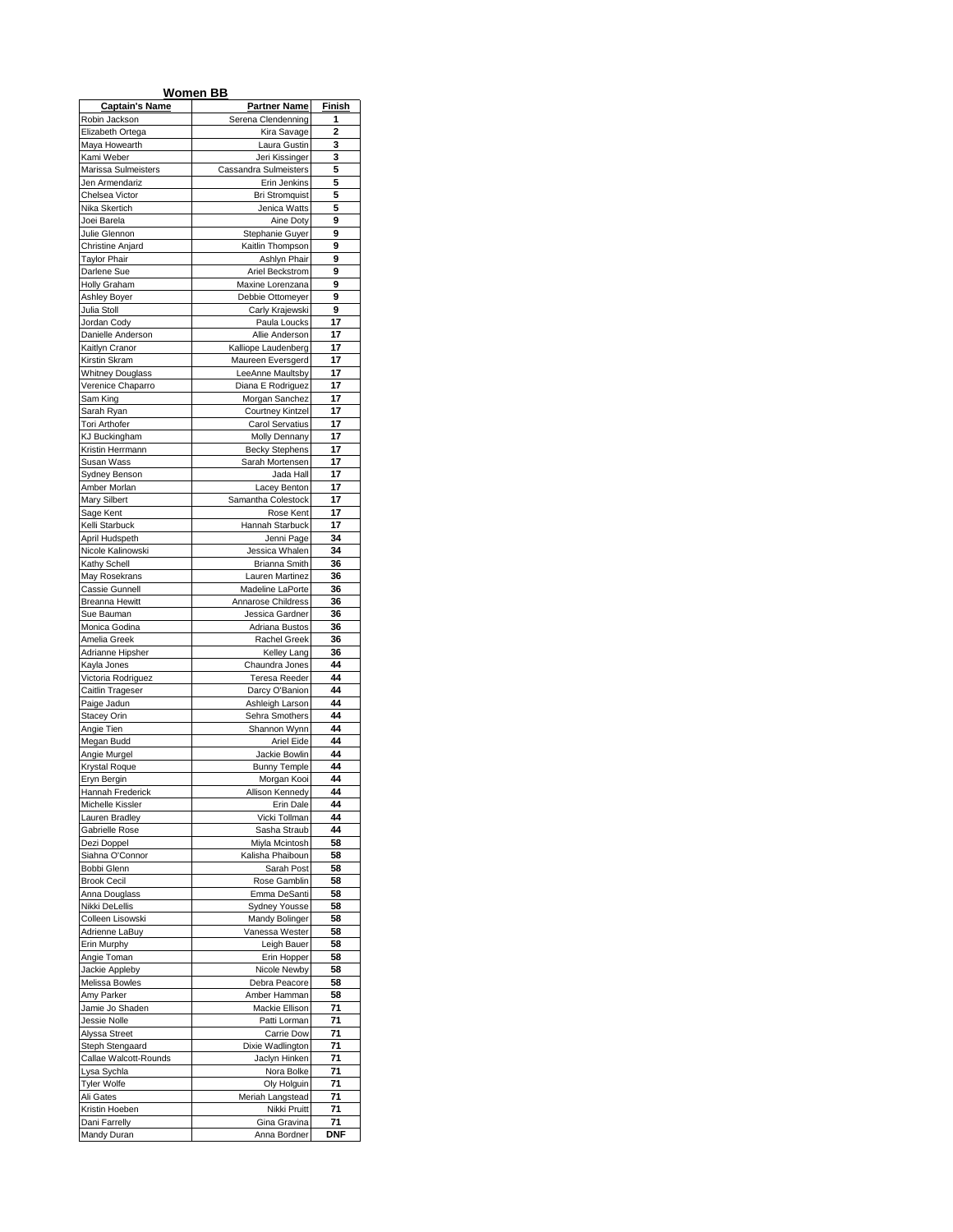## Women BB

| Captain's Name | Partner Name | Finish |
|---|---|---|
| Robin Jackson | Serena Clendenning | 1 |
| Elizabeth Ortega | Kira Savage | 2 |
| Maya Howearth | Laura Gustin | 3 |
| Kami Weber | Jeri Kissinger | 3 |
| Marissa Sulmeisters | Cassandra Sulmeisters | 5 |
| Jen Armendariz | Erin Jenkins | 5 |
| Chelsea Victor | Bri Stromquist | 5 |
| Nika Skertich | Jenica Watts | 5 |
| Joei Barela | Aine Doty | 9 |
| Julie Glennon | Stephanie Guyer | 9 |
| Christine Anjard | Kaitlin Thompson | 9 |
| Taylor Phair | Ashlyn Phair | 9 |
| Darlene Sue | Ariel Beckstrom | 9 |
| Holly Graham | Maxine Lorenzana | 9 |
| Ashley Boyer | Debbie Ottomeyer | 9 |
| Julia Stoll | Carly Krajewski | 9 |
| Jordan Cody | Paula Loucks | 17 |
| Danielle Anderson | Allie Anderson | 17 |
| Kaitlyn Cranor | Kalliope Laudenberg | 17 |
| Kirstin Skram | Maureen Eversgerd | 17 |
| Whitney Douglass | LeeAnne Maultsby | 17 |
| Verenice Chaparro | Diana E Rodriguez | 17 |
| Sam King | Morgan Sanchez | 17 |
| Sarah Ryan | Courtney Kintzel | 17 |
| Tori Arthofer | Carol Servatius | 17 |
| KJ Buckingham | Molly Dennany | 17 |
| Kristin Herrmann | Becky Stephens | 17 |
| Susan Wass | Sarah Mortensen | 17 |
| Sydney Benson | Jada Hall | 17 |
| Amber Morlan | Lacey Benton | 17 |
| Mary Silbert | Samantha Colestock | 17 |
| Sage Kent | Rose Kent | 17 |
| Kelli Starbuck | Hannah Starbuck | 17 |
| April Hudspeth | Jenni Page | 34 |
| Nicole Kalinowski | Jessica Whalen | 34 |
| Kathy Schell | Brianna Smith | 36 |
| May Rosekrans | Lauren Martinez | 36 |
| Cassie Gunnell | Madeline LaPorte | 36 |
| Breanna Hewitt | Annarose Childress | 36 |
| Sue Bauman | Jessica Gardner | 36 |
| Monica Godina | Adriana Bustos | 36 |
| Amelia Greek | Rachel Greek | 36 |
| Adrianne Hipsher | Kelley Lang | 36 |
| Kayla Jones | Chaundra Jones | 44 |
| Victoria Rodriguez | Teresa Reeder | 44 |
| Caitlin Trageser | Darcy O'Banion | 44 |
| Paige Jadun | Ashleigh Larson | 44 |
| Stacey Orin | Sehra Smothers | 44 |
| Angie Tien | Shannon Wynn | 44 |
| Megan Budd | Ariel Eide | 44 |
| Angie Murgel | Jackie Bowlin | 44 |
| Krystal Roque | Bunny Temple | 44 |
| Eryn Bergin | Morgan Kooi | 44 |
| Hannah Frederick | Allison Kennedy | 44 |
| Michelle Kissler | Erin Dale | 44 |
| Lauren Bradley | Vicki Tollman | 44 |
| Gabrielle Rose | Sasha Straub | 44 |
| Dezi Doppel | Miyla Mcintosh | 58 |
| Siahna O'Connor | Kalisha Phaiboun | 58 |
| Bobbi Glenn | Sarah Post | 58 |
| Brook Cecil | Rose Gamblin | 58 |
| Anna Douglass | Emma DeSanti | 58 |
| Nikki DeLellis | Sydney Yousse | 58 |
| Colleen Lisowski | Mandy Bolinger | 58 |
| Adrienne LaBuy | Vanessa Wester | 58 |
| Erin Murphy | Leigh Bauer | 58 |
| Angie Toman | Erin Hopper | 58 |
| Jackie Appleby | Nicole Newby | 58 |
| Melissa Bowles | Debra Peacore | 58 |
| Amy Parker | Amber Hamman | 58 |
| Jamie Jo Shaden | Mackie Ellison | 71 |
| Jessie Nolle | Patti Lorman | 71 |
| Alyssa Street | Carrie Dow | 71 |
| Steph Stengaard | Dixie Wadlington | 71 |
| Callae Walcott-Rounds | Jaclyn Hinken | 71 |
| Lysa Sychla | Nora Bolke | 71 |
| Tyler Wolfe | Oly Holguin | 71 |
| Ali Gates | Meriah Langstead | 71 |
| Kristin Hoeben | Nikki Pruitt | 71 |
| Dani Farrelly | Gina Gravina | 71 |
| Mandy Duran | Anna Bordner | DNF |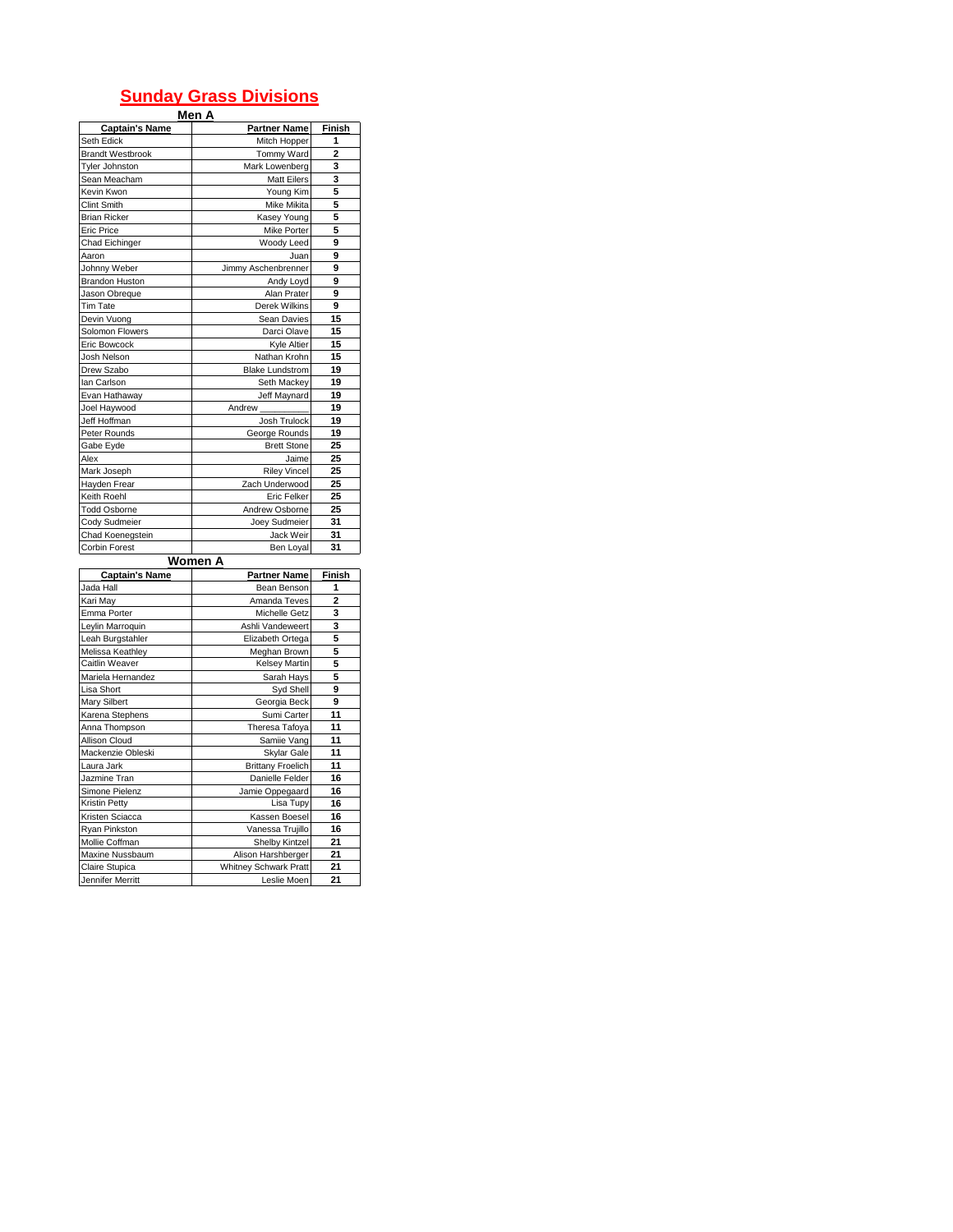# Sunday Grass Divisions

## Men A

| Captain's Name | Partner Name | Finish |
|---|---|---|
| Seth Edick | Mitch Hopper | 1 |
| Brandt Westbrook | Tommy Ward | 2 |
| Tyler Johnston | Mark Lowenberg | 3 |
| Sean Meacham | Matt Eilers | 3 |
| Kevin Kwon | Young Kim | 5 |
| Clint Smith | Mike Mikita | 5 |
| Brian Ricker | Kasey Young | 5 |
| Eric Price | Mike Porter | 5 |
| Chad Eichinger | Woody Leed | 9 |
| Aaron | Juan | 9 |
| Johnny Weber | Jimmy Aschenbrenner | 9 |
| Brandon Huston | Andy Loyd | 9 |
| Jason Obreque | Alan Prater | 9 |
| Tim Tate | Derek Wilkins | 9 |
| Devin Vuong | Sean Davies | 15 |
| Solomon Flowers | Darci Olave | 15 |
| Eric Bowcock | Kyle Altier | 15 |
| Josh Nelson | Nathan Krohn | 15 |
| Drew Szabo | Blake Lundstrom | 19 |
| Ian Carlson | Seth Mackey | 19 |
| Evan Hathaway | Jeff Maynard | 19 |
| Joel Haywood | Andrew ________ | 19 |
| Jeff Hoffman | Josh Trulock | 19 |
| Peter Rounds | George Rounds | 19 |
| Gabe Eyde | Brett Stone | 25 |
| Alex | Jaime | 25 |
| Mark Joseph | Riley Vincel | 25 |
| Hayden Frear | Zach Underwood | 25 |
| Keith Roehl | Eric Felker | 25 |
| Todd Osborne | Andrew Osborne | 25 |
| Cody Sudmeier | Joey Sudmeier | 31 |
| Chad Koenegstein | Jack Weir | 31 |
| Corbin Forest | Ben Loyal | 31 |

## Women A

| Captain's Name | Partner Name | Finish |
|---|---|---|
| Jada Hall | Bean Benson | 1 |
| Kari May | Amanda Teves | 2 |
| Emma Porter | Michelle Getz | 3 |
| Leylin Marroquin | Ashli Vandeweert | 3 |
| Leah Burgstahler | Elizabeth Ortega | 5 |
| Melissa Keathley | Meghan Brown | 5 |
| Caitlin Weaver | Kelsey Martin | 5 |
| Mariela Hernandez | Sarah Hays | 5 |
| Lisa Short | Syd Shell | 9 |
| Mary Silbert | Georgia Beck | 9 |
| Karena Stephens | Sumi Carter | 11 |
| Anna Thompson | Theresa Tafoya | 11 |
| Allison Cloud | Samiie Vang | 11 |
| Mackenzie Obleski | Skylar Gale | 11 |
| Laura Jark | Brittany Froelich | 11 |
| Jazmine Tran | Danielle Felder | 16 |
| Simone Pielenz | Jamie Oppegaard | 16 |
| Kristin Petty | Lisa Tupy | 16 |
| Kristen Sciacca | Kassen Boesel | 16 |
| Ryan Pinkston | Vanessa Trujillo | 16 |
| Mollie Coffman | Shelby Kintzel | 21 |
| Maxine Nussbaum | Alison Harshberger | 21 |
| Claire Stupica | Whitney Schwark Pratt | 21 |
| Jennifer Merritt | Leslie Moen | 21 |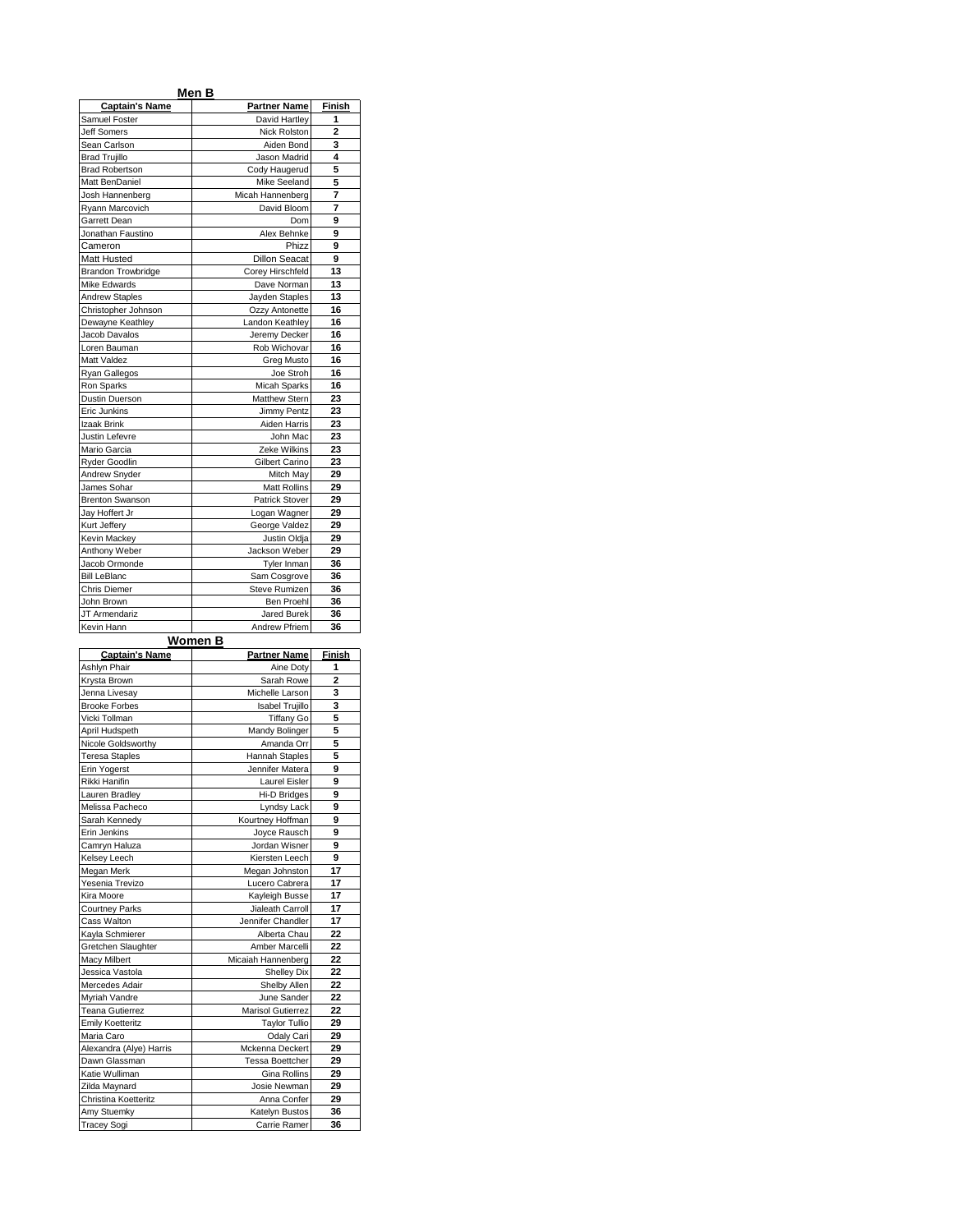## Men B

| Captain's Name | Partner Name | Finish |
|---|---|---|
| Samuel Foster | David Hartley | 1 |
| Jeff Somers | Nick Rolston | 2 |
| Sean Carlson | Aiden Bond | 3 |
| Brad Trujillo | Jason Madrid | 4 |
| Brad Robertson | Cody Haugerud | 5 |
| Matt BenDaniel | Mike Seeland | 5 |
| Josh Hannenberg | Micah Hannenberg | 7 |
| Ryann Marcovich | David Bloom | 7 |
| Garrett Dean | Dom | 9 |
| Jonathan Faustino | Alex Behnke | 9 |
| Cameron | Phizz | 9 |
| Matt Husted | Dillon Seacat | 9 |
| Brandon Trowbridge | Corey Hirschfeld | 13 |
| Mike Edwards | Dave Norman | 13 |
| Andrew Staples | Jayden Staples | 13 |
| Christopher Johnson | Ozzy Antonette | 16 |
| Dewayne Keathley | Landon Keathley | 16 |
| Jacob Davalos | Jeremy Decker | 16 |
| Loren Bauman | Rob Wichovar | 16 |
| Matt Valdez | Greg Musto | 16 |
| Ryan Gallegos | Joe Stroh | 16 |
| Ron Sparks | Micah Sparks | 16 |
| Dustin Duerson | Matthew Stern | 23 |
| Eric Junkins | Jimmy Pentz | 23 |
| Izaak Brink | Aiden Harris | 23 |
| Justin Lefevre | John Mac | 23 |
| Mario Garcia | Zeke Wilkins | 23 |
| Ryder Goodlin | Gilbert Carino | 23 |
| Andrew Snyder | Mitch May | 29 |
| James Sohar | Matt Rollins | 29 |
| Brenton Swanson | Patrick Stover | 29 |
| Jay Hoffert Jr | Logan Wagner | 29 |
| Kurt Jeffery | George Valdez | 29 |
| Kevin Mackey | Justin Oldja | 29 |
| Anthony Weber | Jackson Weber | 29 |
| Jacob Ormonde | Tyler Inman | 36 |
| Bill LeBlanc | Sam Cosgrove | 36 |
| Chris Diemer | Steve Rumizen | 36 |
| John Brown | Ben Proehl | 36 |
| JT Armendariz | Jared Burek | 36 |
| Kevin Hann | Andrew Pfriem | 36 |

## Women B

| Captain's Name | Partner Name | Finish |
|---|---|---|
| Ashlyn Phair | Aine Doty | 1 |
| Krysta Brown | Sarah Rowe | 2 |
| Jenna Livesay | Michelle Larson | 3 |
| Brooke Forbes | Isabel Trujillo | 3 |
| Vicki Tollman | Tiffany Go | 5 |
| April Hudspeth | Mandy Bolinger | 5 |
| Nicole Goldsworthy | Amanda Orr | 5 |
| Teresa Staples | Hannah Staples | 5 |
| Erin Yogerst | Jennifer Matera | 9 |
| Rikki Hanifin | Laurel Eisler | 9 |
| Lauren Bradley | Hi-D Bridges | 9 |
| Melissa Pacheco | Lyndsy Lack | 9 |
| Sarah Kennedy | Kourtney Hoffman | 9 |
| Erin Jenkins | Joyce Rausch | 9 |
| Camryn Haluza | Jordan Wisner | 9 |
| Kelsey Leech | Kiersten Leech | 9 |
| Megan Merk | Megan Johnston | 17 |
| Yesenia Trevizo | Lucero Cabrera | 17 |
| Kira Moore | Kayleigh Busse | 17 |
| Courtney Parks | Jialeath Carroll | 17 |
| Cass Walton | Jennifer Chandler | 17 |
| Kayla Schmierer | Alberta Chau | 22 |
| Gretchen Slaughter | Amber Marcelli | 22 |
| Macy Milbert | Micaiah Hannenberg | 22 |
| Jessica Vastola | Shelley Dix | 22 |
| Mercedes Adair | Shelby Allen | 22 |
| Myriah Vandre | June Sander | 22 |
| Teana Gutierrez | Marisol Gutierrez | 22 |
| Emily Koetteritz | Taylor Tullio | 29 |
| Maria Caro | Odaly Cari | 29 |
| Alexandra (Alye) Harris | Mckenna Deckert | 29 |
| Dawn Glassman | Tessa Boettcher | 29 |
| Katie Wulliman | Gina Rollins | 29 |
| Zilda Maynard | Josie Newman | 29 |
| Christina Koetteritz | Anna Confer | 29 |
| Amy Stuemky | Katelyn Bustos | 36 |
| Tracey Sogi | Carrie Ramer | 36 |